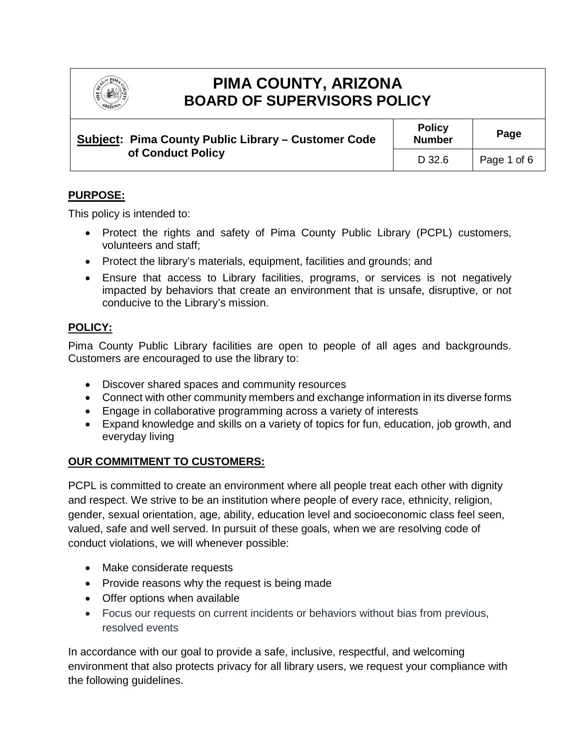# PIMA COUNTY, ARIZONA
# BOARD OF SUPERVISORS POLICY

| **Subject: Pima County Public Library – Customer Code of Conduct Policy** | **Policy Number** | **Page** |
|---|---|---|
| | D 32.6 | Page 1 of 6 |

**PURPOSE:**

This policy is intended to:

- Protect the rights and safety of Pima County Public Library (PCPL) customers, volunteers and staff;
- Protect the library's materials, equipment, facilities and grounds; and
- Ensure that access to Library facilities, programs, or services is not negatively impacted by behaviors that create an environment that is unsafe, disruptive, or not conducive to the Library's mission.

**POLICY:**

Pima County Public Library facilities are open to people of all ages and backgrounds. Customers are encouraged to use the library to:

- Discover shared spaces and community resources
- Connect with other community members and exchange information in its diverse forms
- Engage in collaborative programming across a variety of interests
- Expand knowledge and skills on a variety of topics for fun, education, job growth, and everyday living

**OUR COMMITMENT TO CUSTOMERS:**

PCPL is committed to create an environment where all people treat each other with dignity and respect. We strive to be an institution where people of every race, ethnicity, religion, gender, sexual orientation, age, ability, education level and socioeconomic class feel seen, valued, safe and well served. In pursuit of these goals, when we are resolving code of conduct violations, we will whenever possible:

- Make considerate requests
- Provide reasons why the request is being made
- Offer options when available
- Focus our requests on current incidents or behaviors without bias from previous, resolved events

In accordance with our goal to provide a safe, inclusive, respectful, and welcoming environment that also protects privacy for all library users, we request your compliance with the following guidelines.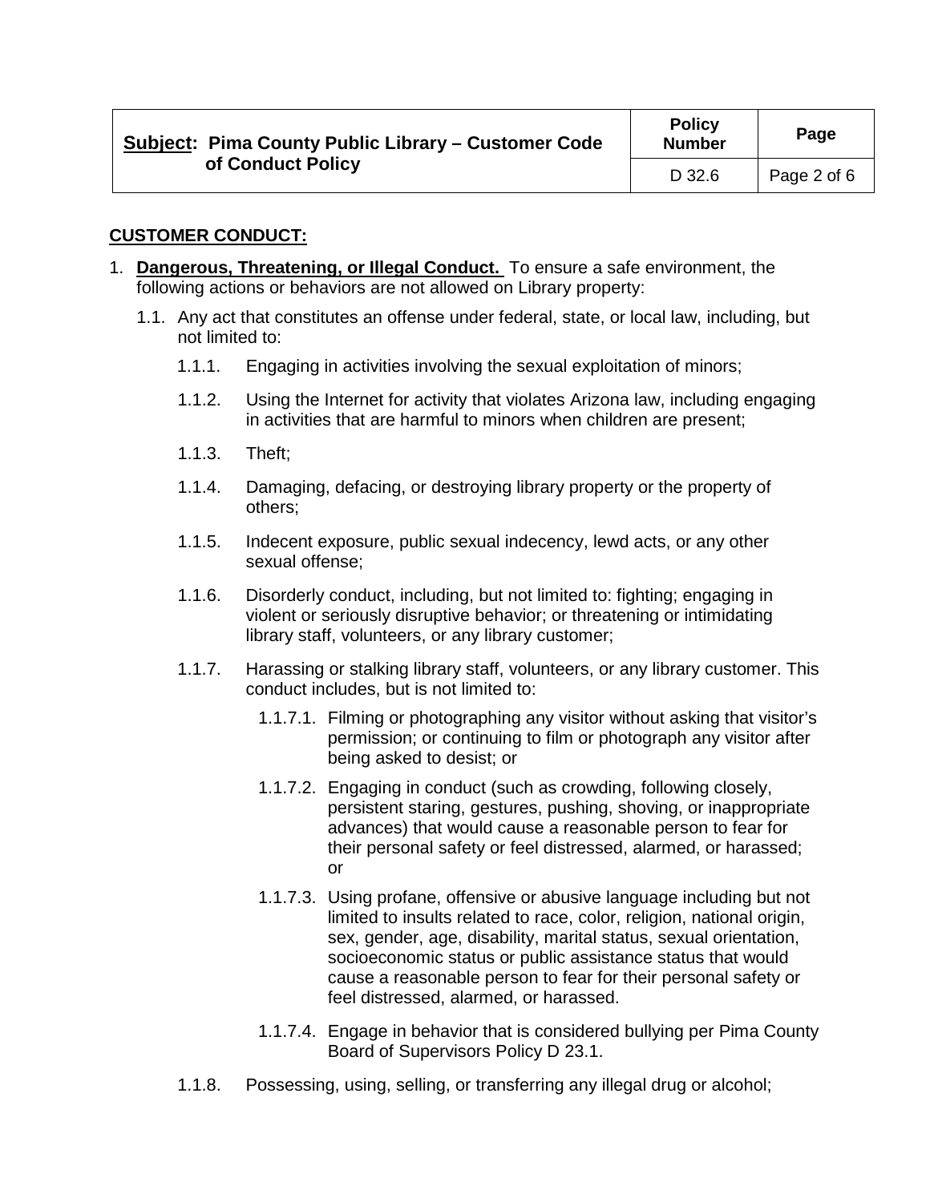**CUSTOMER CONDUCT:**

1. **Dangerous, Threatening, or Illegal Conduct.** To ensure a safe environment, the following actions or behaviors are not allowed on Library property:

   1.1. Any act that constitutes an offense under federal, state, or local law, including, but not limited to:

   1.1.1. Engaging in activities involving the sexual exploitation of minors;

   1.1.2. Using the Internet for activity that violates Arizona law, including engaging in activities that are harmful to minors when children are present;

   1.1.3. Theft;

   1.1.4. Damaging, defacing, or destroying library property or the property of others;

   1.1.5. Indecent exposure, public sexual indecency, lewd acts, or any other sexual offense;

   1.1.6. Disorderly conduct, including, but not limited to: fighting; engaging in violent or seriously disruptive behavior; or threatening or intimidating library staff, volunteers, or any library customer;

   1.1.7. Harassing or stalking library staff, volunteers, or any library customer. This conduct includes, but is not limited to:

   1.1.7.1. Filming or photographing any visitor without asking that visitor's permission; or continuing to film or photograph any visitor after being asked to desist; or

   1.1.7.2. Engaging in conduct (such as crowding, following closely, persistent staring, gestures, pushing, shoving, or inappropriate advances) that would cause a reasonable person to fear for their personal safety or feel distressed, alarmed, or harassed; or

   1.1.7.3. Using profane, offensive or abusive language including but not limited to insults related to race, color, religion, national origin, sex, gender, age, disability, marital status, sexual orientation, socioeconomic status or public assistance status that would cause a reasonable person to fear for their personal safety or feel distressed, alarmed, or harassed.

   1.1.7.4. Engage in behavior that is considered bullying per Pima County Board of Supervisors Policy D 23.1.

   1.1.8. Possessing, using, selling, or transferring any illegal drug or alcohol;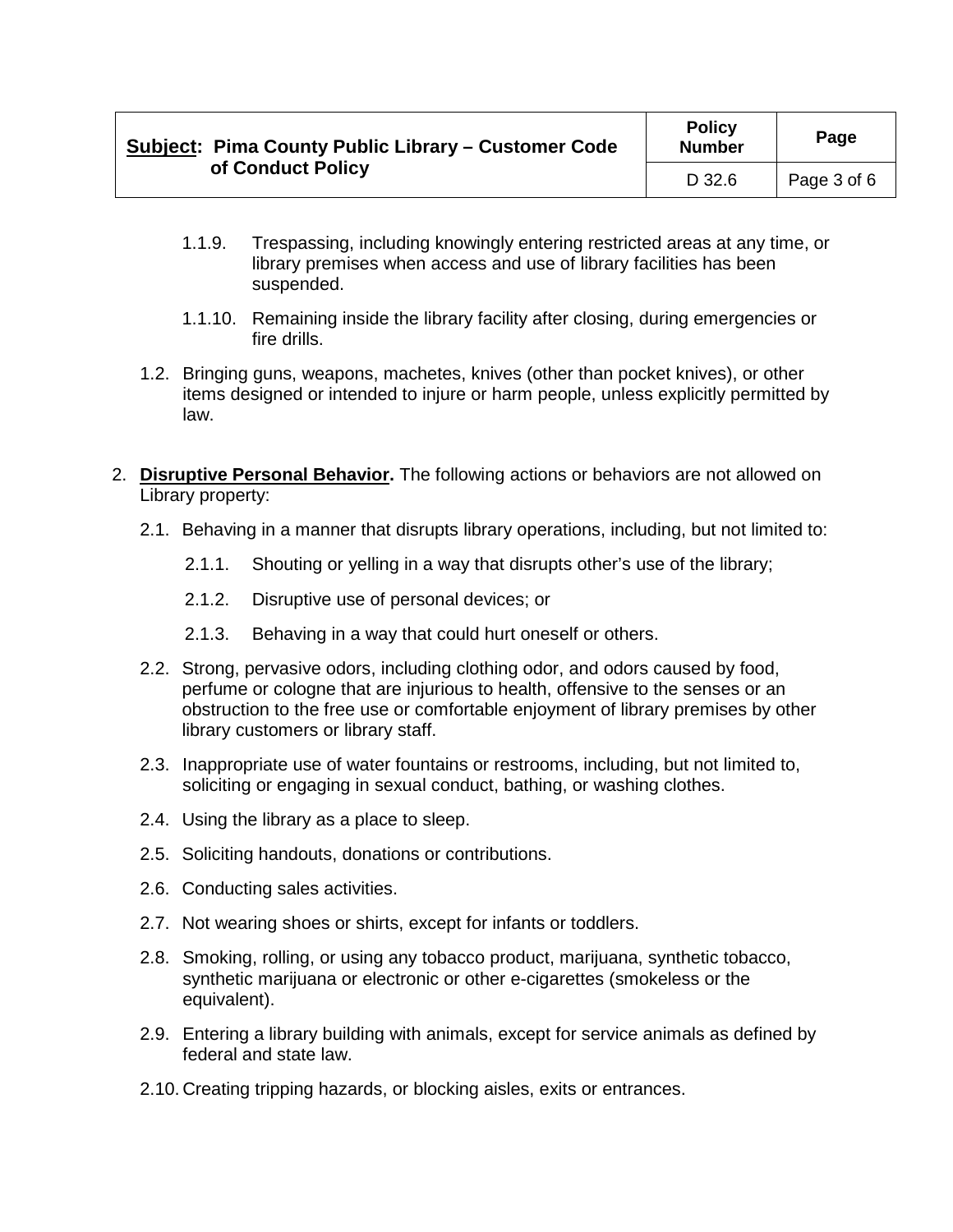1.1.9. Trespassing, including knowingly entering restricted areas at any time, or library premises when access and use of library facilities has been suspended.

1.1.10. Remaining inside the library facility after closing, during emergencies or fire drills.

1.2. Bringing guns, weapons, machetes, knives (other than pocket knives), or other items designed or intended to injure or harm people, unless explicitly permitted by law.

2. **Disruptive Personal Behavior.** The following actions or behaviors are not allowed on Library property:

   2.1. Behaving in a manner that disrupts library operations, including, but not limited to:

      2.1.1. Shouting or yelling in a way that disrupts other's use of the library;

      2.1.2. Disruptive use of personal devices; or

      2.1.3. Behaving in a way that could hurt oneself or others.

   2.2. Strong, pervasive odors, including clothing odor, and odors caused by food, perfume or cologne that are injurious to health, offensive to the senses or an obstruction to the free use or comfortable enjoyment of library premises by other library customers or library staff.

   2.3. Inappropriate use of water fountains or restrooms, including, but not limited to, soliciting or engaging in sexual conduct, bathing, or washing clothes.

   2.4. Using the library as a place to sleep.

   2.5. Soliciting handouts, donations or contributions.

   2.6. Conducting sales activities.

   2.7. Not wearing shoes or shirts, except for infants or toddlers.

   2.8. Smoking, rolling, or using any tobacco product, marijuana, synthetic tobacco, synthetic marijuana or electronic or other e-cigarettes (smokeless or the equivalent).

   2.9. Entering a library building with animals, except for service animals as defined by federal and state law.

   2.10. Creating tripping hazards, or blocking aisles, exits or entrances.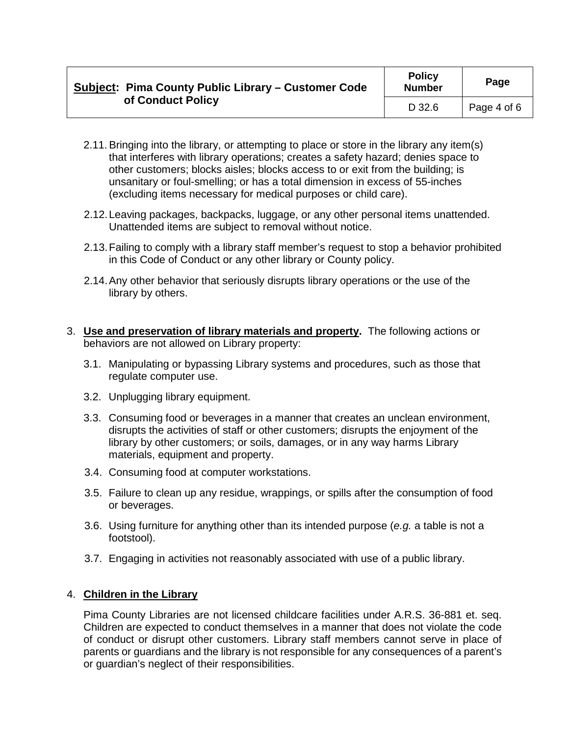2.11. Bringing into the library, or attempting to place or store in the library any item(s) that interferes with library operations; creates a safety hazard; denies space to other customers; blocks aisles; blocks access to or exit from the building; is unsanitary or foul-smelling; or has a total dimension in excess of 55-inches (excluding items necessary for medical purposes or child care).

2.12. Leaving packages, backpacks, luggage, or any other personal items unattended. Unattended items are subject to removal without notice.

2.13. Failing to comply with a library staff member's request to stop a behavior prohibited in this Code of Conduct or any other library or County policy.

2.14. Any other behavior that seriously disrupts library operations or the use of the library by others.

3. **Use and preservation of library materials and property.** The following actions or behaviors are not allowed on Library property:

   3.1. Manipulating or bypassing Library systems and procedures, such as those that regulate computer use.

   3.2. Unplugging library equipment.

   3.3. Consuming food or beverages in a manner that creates an unclean environment, disrupts the activities of staff or other customers; disrupts the enjoyment of the library by other customers; or soils, damages, or in any way harms Library materials, equipment and property.

   3.4. Consuming food at computer workstations.

   3.5. Failure to clean up any residue, wrappings, or spills after the consumption of food or beverages.

   3.6. Using furniture for anything other than its intended purpose (*e.g.* a table is not a footstool).

   3.7. Engaging in activities not reasonably associated with use of a public library.

4. **Children in the Library**

   Pima County Libraries are not licensed childcare facilities under A.R.S. 36-881 et. seq. Children are expected to conduct themselves in a manner that does not violate the code of conduct or disrupt other customers. Library staff members cannot serve in place of parents or guardians and the library is not responsible for any consequences of a parent's or guardian's neglect of their responsibilities.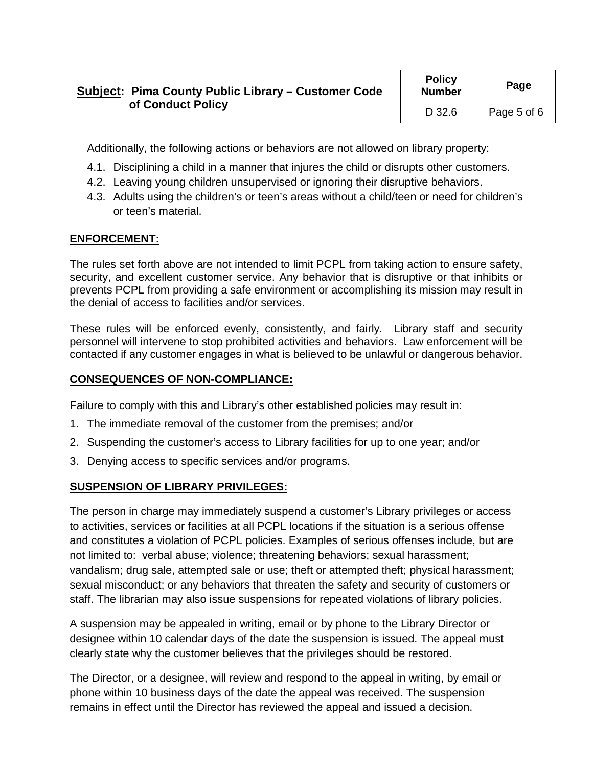Additionally, the following actions or behaviors are not allowed on library property:

4.1. Disciplining a child in a manner that injures the child or disrupts other customers.
4.2. Leaving young children unsupervised or ignoring their disruptive behaviors.
4.3. Adults using the children's or teen's areas without a child/teen or need for children's or teen's material.

## ENFORCEMENT:

The rules set forth above are not intended to limit PCPL from taking action to ensure safety, security, and excellent customer service. Any behavior that is disruptive or that inhibits or prevents PCPL from providing a safe environment or accomplishing its mission may result in the denial of access to facilities and/or services.

These rules will be enforced evenly, consistently, and fairly. Library staff and security personnel will intervene to stop prohibited activities and behaviors. Law enforcement will be contacted if any customer engages in what is believed to be unlawful or dangerous behavior.

## CONSEQUENCES OF NON-COMPLIANCE:

Failure to comply with this and Library's other established policies may result in:

1. The immediate removal of the customer from the premises; and/or
2. Suspending the customer's access to Library facilities for up to one year; and/or
3. Denying access to specific services and/or programs.

## SUSPENSION OF LIBRARY PRIVILEGES:

The person in charge may immediately suspend a customer's Library privileges or access to activities, services or facilities at all PCPL locations if the situation is a serious offense and constitutes a violation of PCPL policies. Examples of serious offenses include, but are not limited to: verbal abuse; violence; threatening behaviors; sexual harassment; vandalism; drug sale, attempted sale or use; theft or attempted theft; physical harassment; sexual misconduct; or any behaviors that threaten the safety and security of customers or staff. The librarian may also issue suspensions for repeated violations of library policies.

A suspension may be appealed in writing, email or by phone to the Library Director or designee within 10 calendar days of the date the suspension is issued. The appeal must clearly state why the customer believes that the privileges should be restored.

The Director, or a designee, will review and respond to the appeal in writing, by email or phone within 10 business days of the date the appeal was received. The suspension remains in effect until the Director has reviewed the appeal and issued a decision.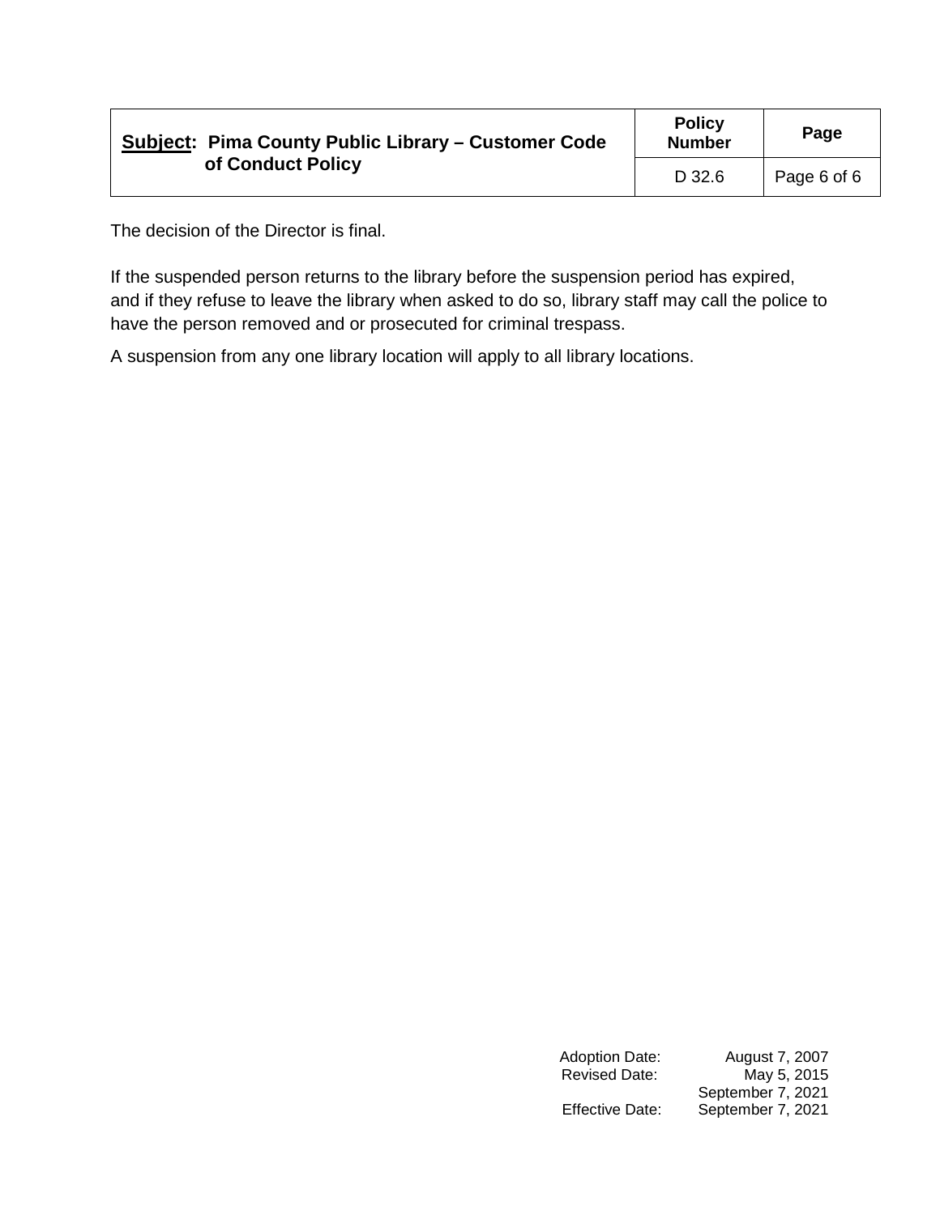The decision of the Director is final.

If the suspended person returns to the library before the suspension period has expired, and if they refuse to leave the library when asked to do so, library staff may call the police to have the person removed and or prosecuted for criminal trespass.

A suspension from any one library location will apply to all library locations.

| | |
|---|---|
| Adoption Date: | August 7, 2007 |
| Revised Date: | May 5, 2015 |
| | September 7, 2021 |
| Effective Date: | September 7, 2021 |